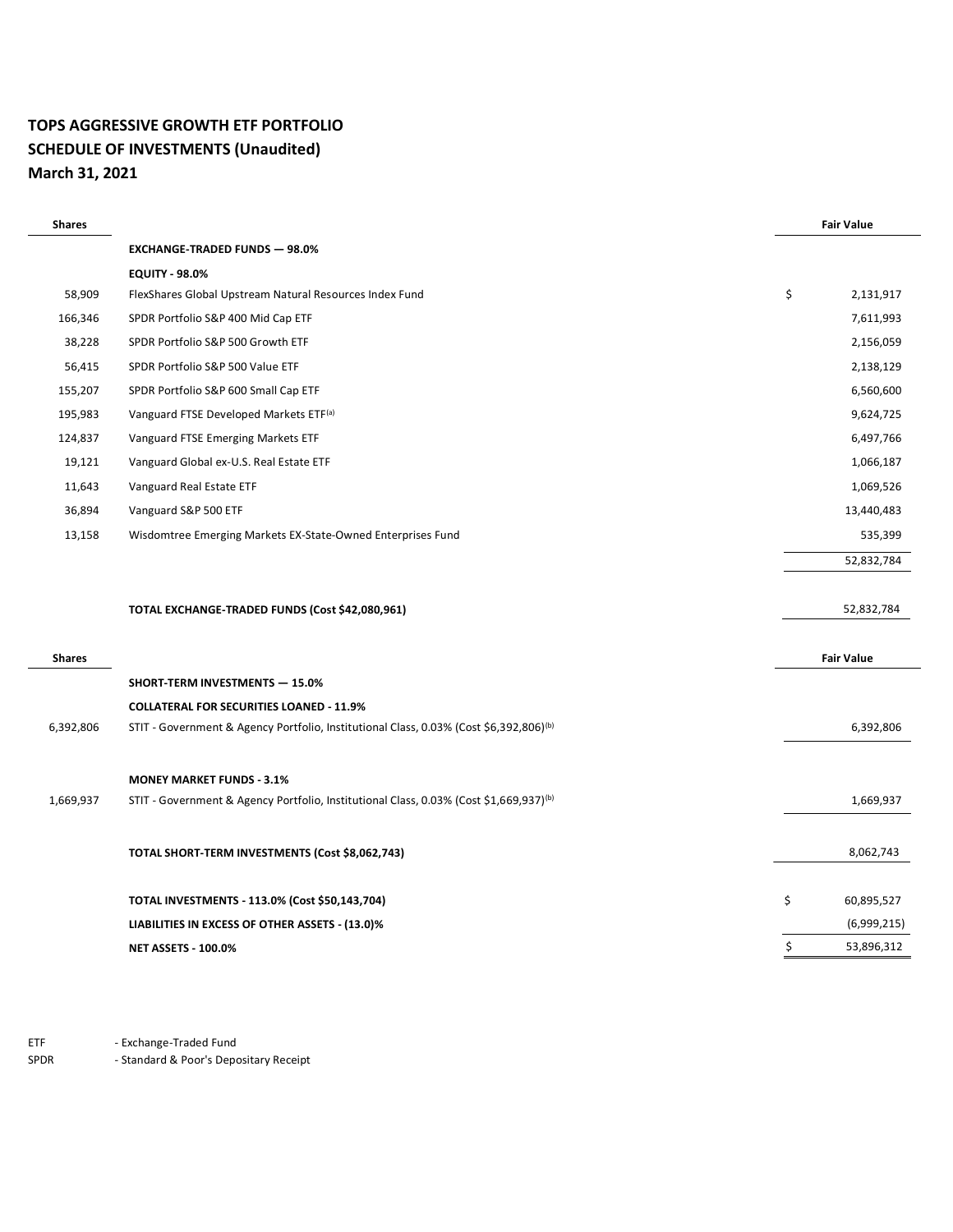# TOPS AGGRESSIVE GROWTH ETF PORTFOLIO
## SCHEDULE OF INVESTMENTS (Unaudited)
## March 31, 2021

| Shares | | Fair Value |
|---|---|---|
| | **EXCHANGE-TRADED FUNDS — 98.0%** | |
| | **EQUITY - 98.0%** | |
| 58,909 | FlexShares Global Upstream Natural Resources Index Fund | $ 2,131,917 |
| 166,346 | SPDR Portfolio S&P 400 Mid Cap ETF | 7,611,993 |
| 38,228 | SPDR Portfolio S&P 500 Growth ETF | 2,156,059 |
| 56,415 | SPDR Portfolio S&P 500 Value ETF | 2,138,129 |
| 155,207 | SPDR Portfolio S&P 600 Small Cap ETF | 6,560,600 |
| 195,983 | Vanguard FTSE Developed Markets ETF[(a)] | 9,624,725 |
| 124,837 | Vanguard FTSE Emerging Markets ETF | 6,497,766 |
| 19,121 | Vanguard Global ex-U.S. Real Estate ETF | 1,066,187 |
| 11,643 | Vanguard Real Estate ETF | 1,069,526 |
| 36,894 | Vanguard S&P 500 ETF | 13,440,483 |
| 13,158 | Wisdomtree Emerging Markets EX-State-Owned Enterprises Fund | 535,399 |
| | | 52,832,784 |
| | | |
| | **TOTAL EXCHANGE-TRADED FUNDS (Cost $42,080,961)** | 52,832,784 |

| Shares | | Fair Value |
|---|---|---|
| | **SHORT-TERM INVESTMENTS — 15.0%** | |
| | **COLLATERAL FOR SECURITIES LOANED - 11.9%** | |
| 6,392,806 | STIT - Government & Agency Portfolio, Institutional Class, 0.03% (Cost $6,392,806)[(b)] | 6,392,806 |
| | | |
| | **MONEY MARKET FUNDS - 3.1%** | |
| 1,669,937 | STIT - Government & Agency Portfolio, Institutional Class, 0.03% (Cost $1,669,937)[(b)] | 1,669,937 |
| | | |
| | **TOTAL SHORT-TERM INVESTMENTS (Cost $8,062,743)** | 8,062,743 |
| | | |
| | **TOTAL INVESTMENTS - 113.0% (Cost $50,143,704)** | $ 60,895,527 |
| | **LIABILITIES IN EXCESS OF OTHER ASSETS - (13.0)%** | (6,999,215) |
| | **NET ASSETS - 100.0%** | $ 53,896,312 |

ETF - Exchange-Traded Fund
SPDR - Standard & Poor's Depositary Receipt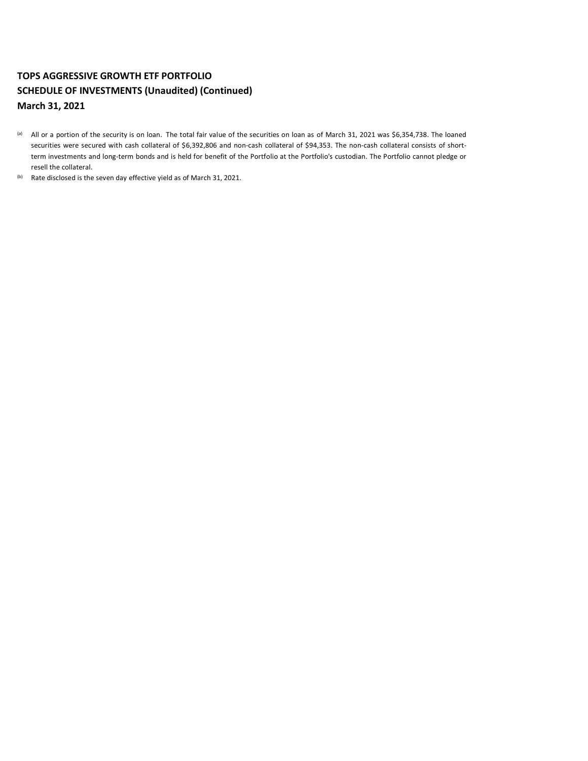**TOPS AGGRESSIVE GROWTH ETF PORTFOLIO**
**SCHEDULE OF INVESTMENTS (Unaudited) (Continued)**
**March 31, 2021**

[(a)] All or a portion of the security is on loan. The total fair value of the securities on loan as of March 31, 2021 was $6,354,738. The loaned securities were secured with cash collateral of $6,392,806 and non-cash collateral of $94,353. The non-cash collateral consists of short-term investments and long-term bonds and is held for benefit of the Portfolio at the Portfolio's custodian. The Portfolio cannot pledge or resell the collateral.

[(b)] Rate disclosed is the seven day effective yield as of March 31, 2021.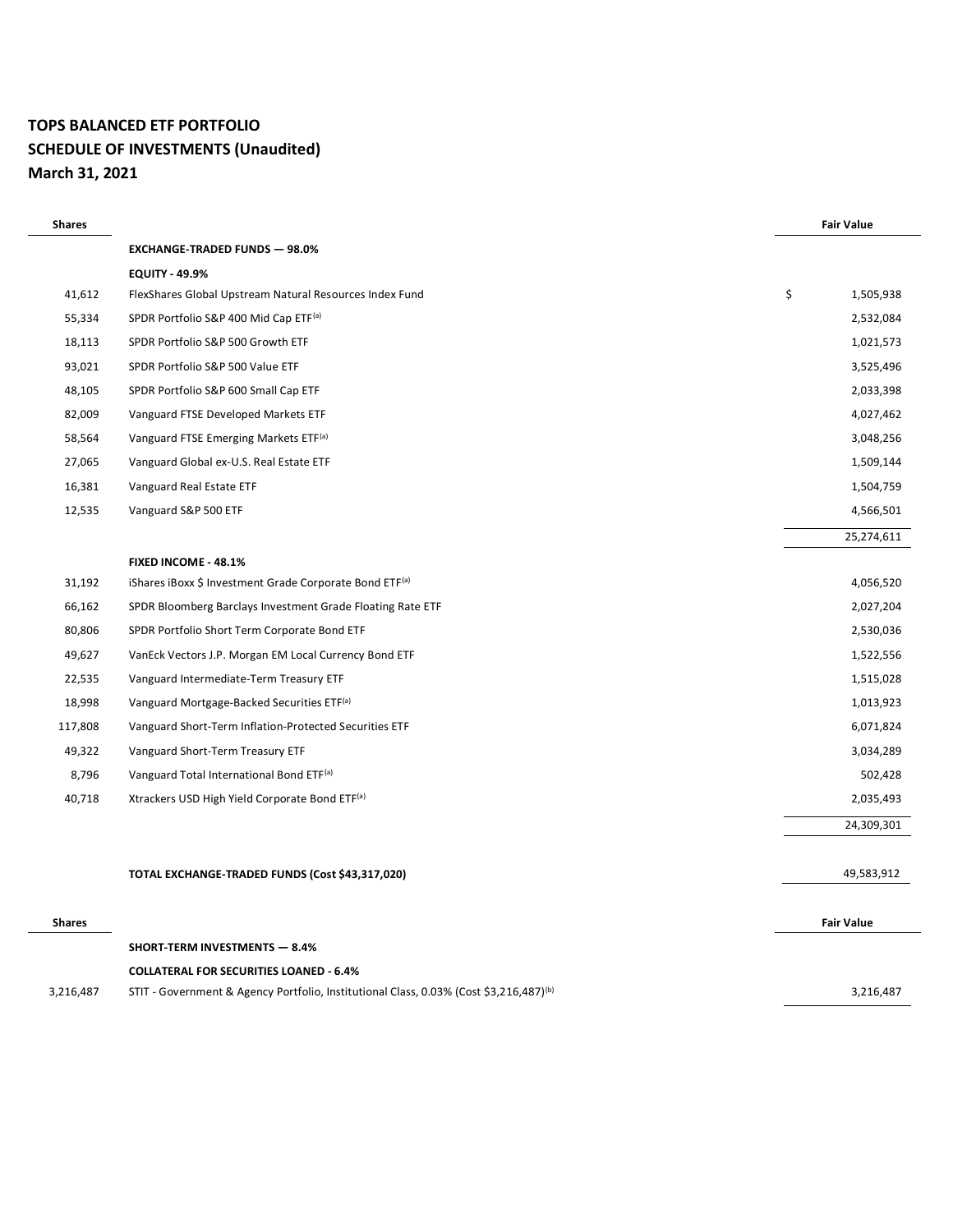# TOPS BALANCED ETF PORTFOLIO
## SCHEDULE OF INVESTMENTS (Unaudited)
## March 31, 2021

| Shares | | Fair Value |
|---|---|---|
| | **EXCHANGE-TRADED FUNDS — 98.0%** | |
| | **EQUITY - 49.9%** | |
| 41,612 | FlexShares Global Upstream Natural Resources Index Fund | $ 1,505,938 |
| 55,334 | SPDR Portfolio S&P 400 Mid Cap ETF[(a)] | 2,532,084 |
| 18,113 | SPDR Portfolio S&P 500 Growth ETF | 1,021,573 |
| 93,021 | SPDR Portfolio S&P 500 Value ETF | 3,525,496 |
| 48,105 | SPDR Portfolio S&P 600 Small Cap ETF | 2,033,398 |
| 82,009 | Vanguard FTSE Developed Markets ETF | 4,027,462 |
| 58,564 | Vanguard FTSE Emerging Markets ETF[(a)] | 3,048,256 |
| 27,065 | Vanguard Global ex-U.S. Real Estate ETF | 1,509,144 |
| 16,381 | Vanguard Real Estate ETF | 1,504,759 |
| 12,535 | Vanguard S&P 500 ETF | 4,566,501 |
| | | 25,274,611 |
| | **FIXED INCOME - 48.1%** | |
| 31,192 | iShares iBoxx $ Investment Grade Corporate Bond ETF[(a)] | 4,056,520 |
| 66,162 | SPDR Bloomberg Barclays Investment Grade Floating Rate ETF | 2,027,204 |
| 80,806 | SPDR Portfolio Short Term Corporate Bond ETF | 2,530,036 |
| 49,627 | VanEck Vectors J.P. Morgan EM Local Currency Bond ETF | 1,522,556 |
| 22,535 | Vanguard Intermediate-Term Treasury ETF | 1,515,028 |
| 18,998 | Vanguard Mortgage-Backed Securities ETF[(a)] | 1,013,923 |
| 117,808 | Vanguard Short-Term Inflation-Protected Securities ETF | 6,071,824 |
| 49,322 | Vanguard Short-Term Treasury ETF | 3,034,289 |
| 8,796 | Vanguard Total International Bond ETF[(a)] | 502,428 |
| 40,718 | Xtrackers USD High Yield Corporate Bond ETF[(a)] | 2,035,493 |
| | | 24,309,301 |
| | **TOTAL EXCHANGE-TRADED FUNDS (Cost $43,317,020)** | 49,583,912 |

| Shares | | Fair Value |
|---|---|---|
| | **SHORT-TERM INVESTMENTS — 8.4%** | |
| | **COLLATERAL FOR SECURITIES LOANED - 6.4%** | |
| 3,216,487 | STIT - Government & Agency Portfolio, Institutional Class, 0.03% (Cost $3,216,487)[(b)] | 3,216,487 |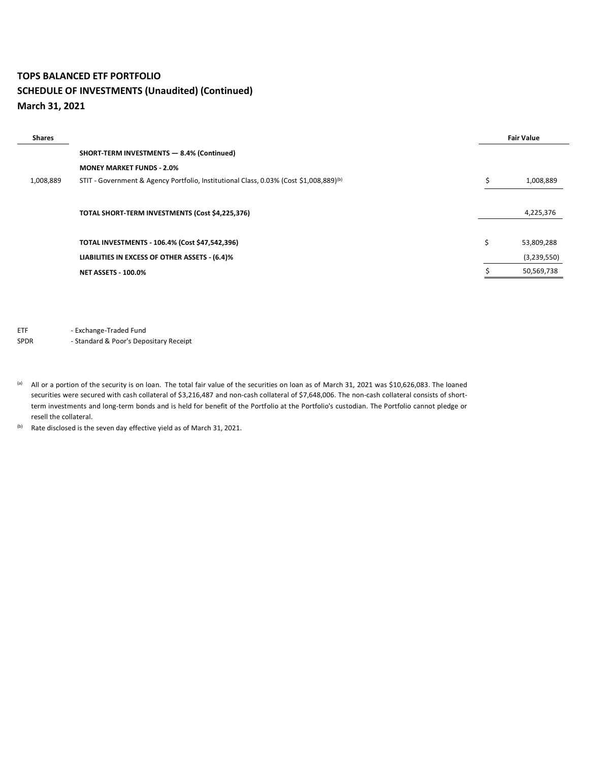**TOPS BALANCED ETF PORTFOLIO**
**SCHEDULE OF INVESTMENTS (Unaudited) (Continued)**
**March 31, 2021**

| Shares | | Fair Value |
|---|---|---|
| | **SHORT-TERM INVESTMENTS — 8.4% (Continued)** | |
| | **MONEY MARKET FUNDS - 2.0%** | |
| 1,008,889 | STIT - Government & Agency Portfolio, Institutional Class, 0.03% (Cost $1,008,889)[(b)] | $ 1,008,889 |
| | | |
| | **TOTAL SHORT-TERM INVESTMENTS (Cost $4,225,376)** | 4,225,376 |
| | | |
| | **TOTAL INVESTMENTS - 106.4% (Cost $47,542,396)** | $ 53,809,288 |
| | **LIABILITIES IN EXCESS OF OTHER ASSETS - (6.4)%** | (3,239,550) |
| | **NET ASSETS - 100.0%** | $ 50,569,738 |

ETF - Exchange-Traded Fund
SPDR - Standard & Poor's Depositary Receipt

[(a)] All or a portion of the security is on loan. The total fair value of the securities on loan as of March 31, 2021 was $10,626,083. The loaned securities were secured with cash collateral of $3,216,487 and non-cash collateral of $7,648,006. The non-cash collateral consists of short-term investments and long-term bonds and is held for benefit of the Portfolio at the Portfolio's custodian. The Portfolio cannot pledge or resell the collateral.

[(b)] Rate disclosed is the seven day effective yield as of March 31, 2021.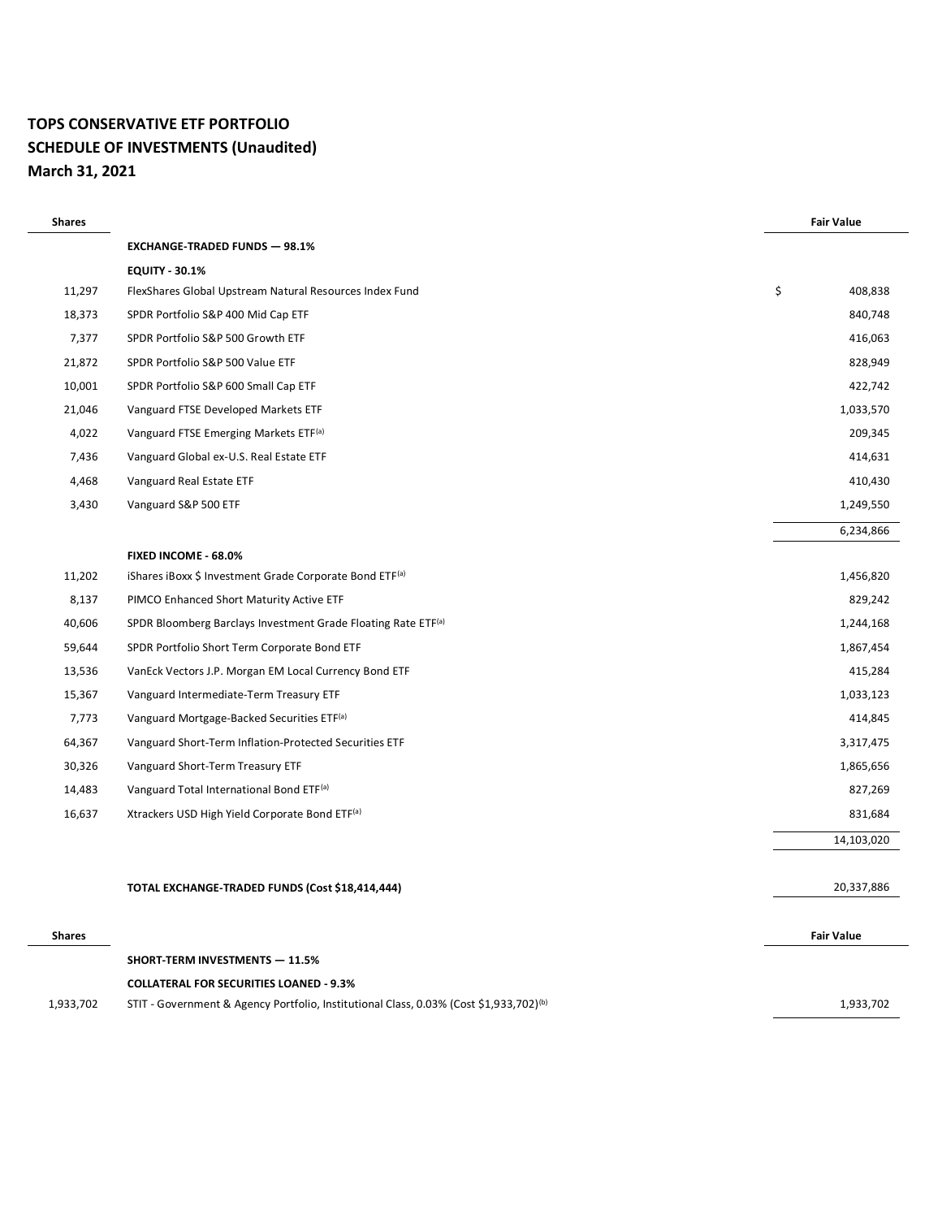**TOPS CONSERVATIVE ETF PORTFOLIO**
**SCHEDULE OF INVESTMENTS (Unaudited)**
**March 31, 2021**

| Shares | | Fair Value |
|---|---|---|
| | **EXCHANGE-TRADED FUNDS — 98.1%** | |
| | **EQUITY - 30.1%** | |
| 11,297 | FlexShares Global Upstream Natural Resources Index Fund | $ 408,838 |
| 18,373 | SPDR Portfolio S&P 400 Mid Cap ETF | 840,748 |
| 7,377 | SPDR Portfolio S&P 500 Growth ETF | 416,063 |
| 21,872 | SPDR Portfolio S&P 500 Value ETF | 828,949 |
| 10,001 | SPDR Portfolio S&P 600 Small Cap ETF | 422,742 |
| 21,046 | Vanguard FTSE Developed Markets ETF | 1,033,570 |
| 4,022 | Vanguard FTSE Emerging Markets ETF[(a)] | 209,345 |
| 7,436 | Vanguard Global ex-U.S. Real Estate ETF | 414,631 |
| 4,468 | Vanguard Real Estate ETF | 410,430 |
| 3,430 | Vanguard S&P 500 ETF | 1,249,550 |
| | | 6,234,866 |
| | **FIXED INCOME - 68.0%** | |
| 11,202 | iShares iBoxx $ Investment Grade Corporate Bond ETF[(a)] | 1,456,820 |
| 8,137 | PIMCO Enhanced Short Maturity Active ETF | 829,242 |
| 40,606 | SPDR Bloomberg Barclays Investment Grade Floating Rate ETF[(a)] | 1,244,168 |
| 59,644 | SPDR Portfolio Short Term Corporate Bond ETF | 1,867,454 |
| 13,536 | VanEck Vectors J.P. Morgan EM Local Currency Bond ETF | 415,284 |
| 15,367 | Vanguard Intermediate-Term Treasury ETF | 1,033,123 |
| 7,773 | Vanguard Mortgage-Backed Securities ETF[(a)] | 414,845 |
| 64,367 | Vanguard Short-Term Inflation-Protected Securities ETF | 3,317,475 |
| 30,326 | Vanguard Short-Term Treasury ETF | 1,865,656 |
| 14,483 | Vanguard Total International Bond ETF[(a)] | 827,269 |
| 16,637 | Xtrackers USD High Yield Corporate Bond ETF[(a)] | 831,684 |
| | | 14,103,020 |
| | **TOTAL EXCHANGE-TRADED FUNDS (Cost $18,414,444)** | 20,337,886 |

| Shares | | Fair Value |
|---|---|---|
| | **SHORT-TERM INVESTMENTS — 11.5%** | |
| | **COLLATERAL FOR SECURITIES LOANED - 9.3%** | |
| 1,933,702 | STIT - Government & Agency Portfolio, Institutional Class, 0.03% (Cost $1,933,702)[(b)] | 1,933,702 |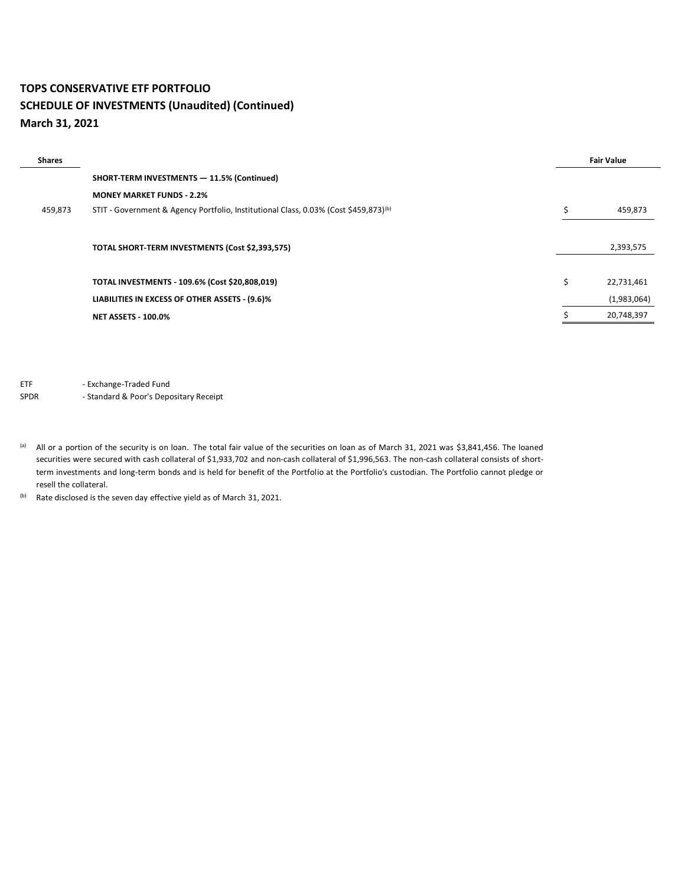**TOPS CONSERVATIVE ETF PORTFOLIO**
**SCHEDULE OF INVESTMENTS (Unaudited) (Continued)**
**March 31, 2021**

| Shares | | | Fair Value |
|---|---|---|---|
| | **SHORT-TERM INVESTMENTS — 11.5% (Continued)** | | |
| | **MONEY MARKET FUNDS - 2.2%** | | |
| 459,873 | STIT - Government & Agency Portfolio, Institutional Class, 0.03% (Cost $459,873)[b] | $ | 459,873 |
| | | | |
| | **TOTAL SHORT-TERM INVESTMENTS (Cost $2,393,575)** | | 2,393,575 |
| | | | |
| | **TOTAL INVESTMENTS - 109.6% (Cost $20,808,019)** | $ | 22,731,461 |
| | **LIABILITIES IN EXCESS OF OTHER ASSETS - (9.6)%** | | (1,983,064) |
| | **NET ASSETS - 100.0%** | $ | 20,748,397 |

ETF - Exchange-Traded Fund
SPDR - Standard & Poor's Depositary Receipt

[a] All or a portion of the security is on loan. The total fair value of the securities on loan as of March 31, 2021 was $3,841,456. The loaned securities were secured with cash collateral of $1,933,702 and non-cash collateral of $1,996,563. The non-cash collateral consists of short-term investments and long-term bonds and is held for benefit of the Portfolio at the Portfolio's custodian. The Portfolio cannot pledge or resell the collateral.

[b] Rate disclosed is the seven day effective yield as of March 31, 2021.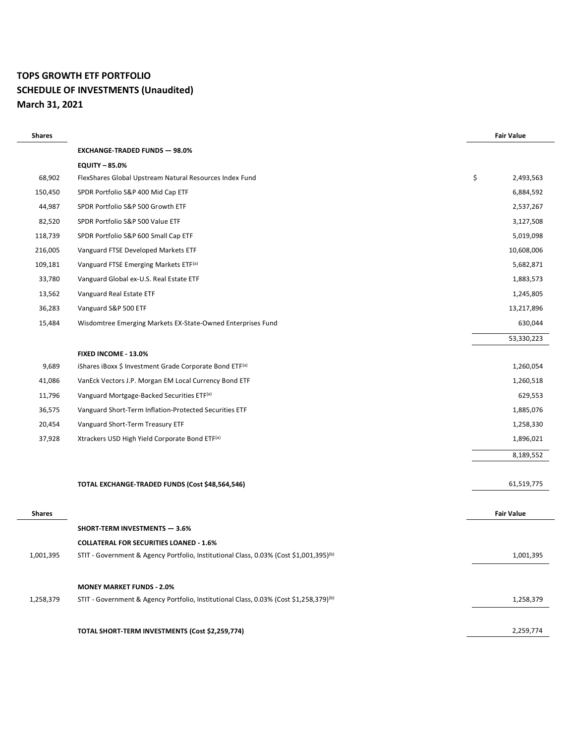**TOPS GROWTH ETF PORTFOLIO**
**SCHEDULE OF INVESTMENTS (Unaudited)**
**March 31, 2021**

| Shares | | Fair Value |
|---|---|---|
| | **EXCHANGE-TRADED FUNDS — 98.0%** | |
| | **EQUITY – 85.0%** | |
| 68,902 | FlexShares Global Upstream Natural Resources Index Fund | $ 2,493,563 |
| 150,450 | SPDR Portfolio S&P 400 Mid Cap ETF | 6,884,592 |
| 44,987 | SPDR Portfolio S&P 500 Growth ETF | 2,537,267 |
| 82,520 | SPDR Portfolio S&P 500 Value ETF | 3,127,508 |
| 118,739 | SPDR Portfolio S&P 600 Small Cap ETF | 5,019,098 |
| 216,005 | Vanguard FTSE Developed Markets ETF | 10,608,006 |
| 109,181 | Vanguard FTSE Emerging Markets ETF[(a)] | 5,682,871 |
| 33,780 | Vanguard Global ex-U.S. Real Estate ETF | 1,883,573 |
| 13,562 | Vanguard Real Estate ETF | 1,245,805 |
| 36,283 | Vanguard S&P 500 ETF | 13,217,896 |
| 15,484 | Wisdomtree Emerging Markets EX-State-Owned Enterprises Fund | 630,044 |
| | | 53,330,223 |
| | **FIXED INCOME - 13.0%** | |
| 9,689 | iShares iBoxx $ Investment Grade Corporate Bond ETF[(a)] | 1,260,054 |
| 41,086 | VanEck Vectors J.P. Morgan EM Local Currency Bond ETF | 1,260,518 |
| 11,796 | Vanguard Mortgage-Backed Securities ETF[(a)] | 629,553 |
| 36,575 | Vanguard Short-Term Inflation-Protected Securities ETF | 1,885,076 |
| 20,454 | Vanguard Short-Term Treasury ETF | 1,258,330 |
| 37,928 | Xtrackers USD High Yield Corporate Bond ETF[(a)] | 1,896,021 |
| | | 8,189,552 |
| | **TOTAL EXCHANGE-TRADED FUNDS (Cost $48,564,546)** | 61,519,775 |

| Shares | | Fair Value |
|---|---|---|
| | **SHORT-TERM INVESTMENTS — 3.6%** | |
| | **COLLATERAL FOR SECURITIES LOANED - 1.6%** | |
| 1,001,395 | STIT - Government & Agency Portfolio, Institutional Class, 0.03% (Cost $1,001,395)[(b)] | 1,001,395 |
| | **MONEY MARKET FUNDS - 2.0%** | |
| 1,258,379 | STIT - Government & Agency Portfolio, Institutional Class, 0.03% (Cost $1,258,379)[(b)] | 1,258,379 |
| | **TOTAL SHORT-TERM INVESTMENTS (Cost $2,259,774)** | 2,259,774 |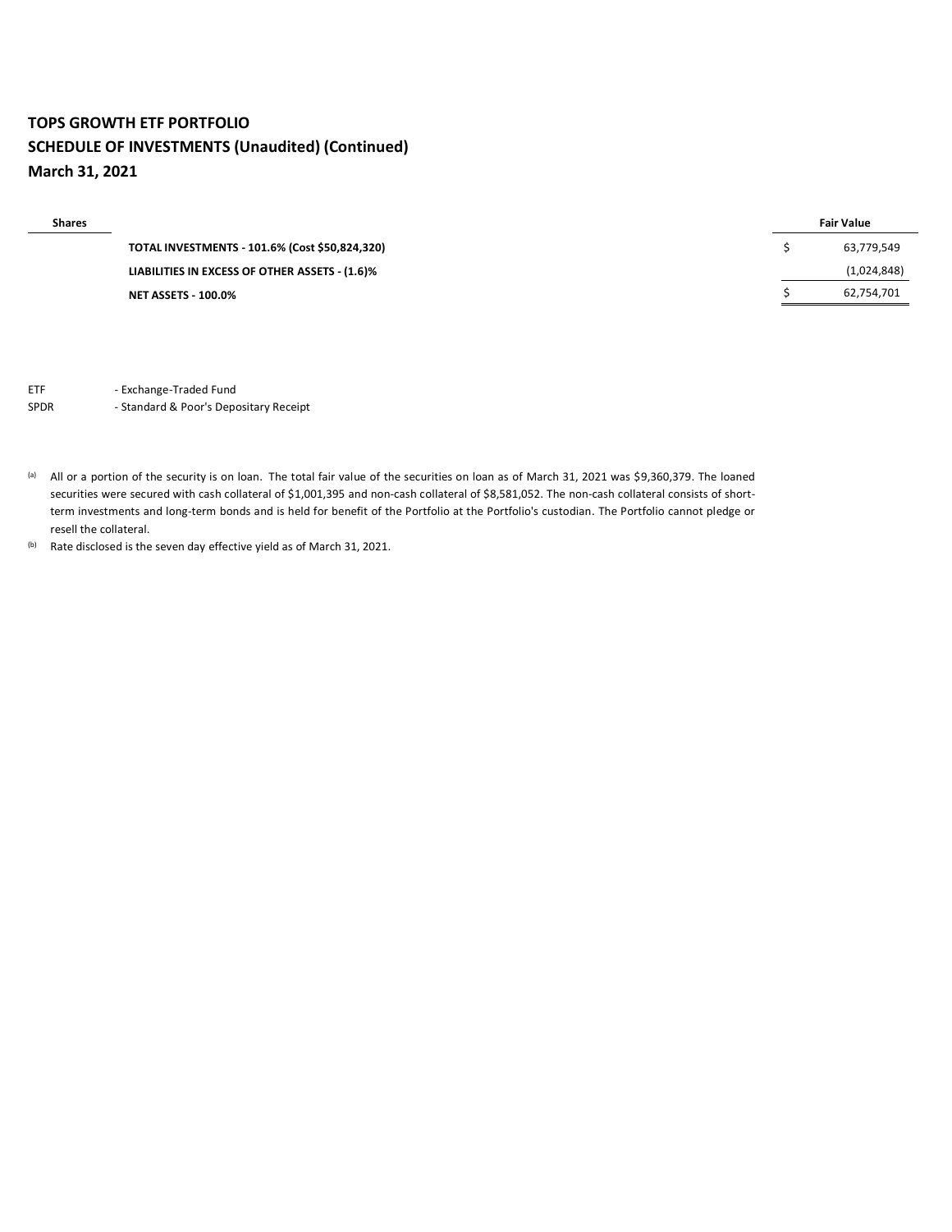**TOPS GROWTH ETF PORTFOLIO**
**SCHEDULE OF INVESTMENTS (Unaudited) (Continued)**
**March 31, 2021**

| Shares | | | Fair Value |
|---|---|---|---|
| | **TOTAL INVESTMENTS - 101.6% (Cost $50,824,320)** | $ | 63,779,549 |
| | **LIABILITIES IN EXCESS OF OTHER ASSETS - (1.6)%** | | (1,024,848) |
| | **NET ASSETS - 100.0%** | $ | 62,754,701 |

ETF - Exchange-Traded Fund
SPDR - Standard & Poor's Depositary Receipt

[a] All or a portion of the security is on loan. The total fair value of the securities on loan as of March 31, 2021 was $9,360,379. The loaned securities were secured with cash collateral of $1,001,395 and non-cash collateral of $8,581,052. The non-cash collateral consists of short-term investments and long-term bonds and is held for benefit of the Portfolio at the Portfolio's custodian. The Portfolio cannot pledge or resell the collateral.

[b] Rate disclosed is the seven day effective yield as of March 31, 2021.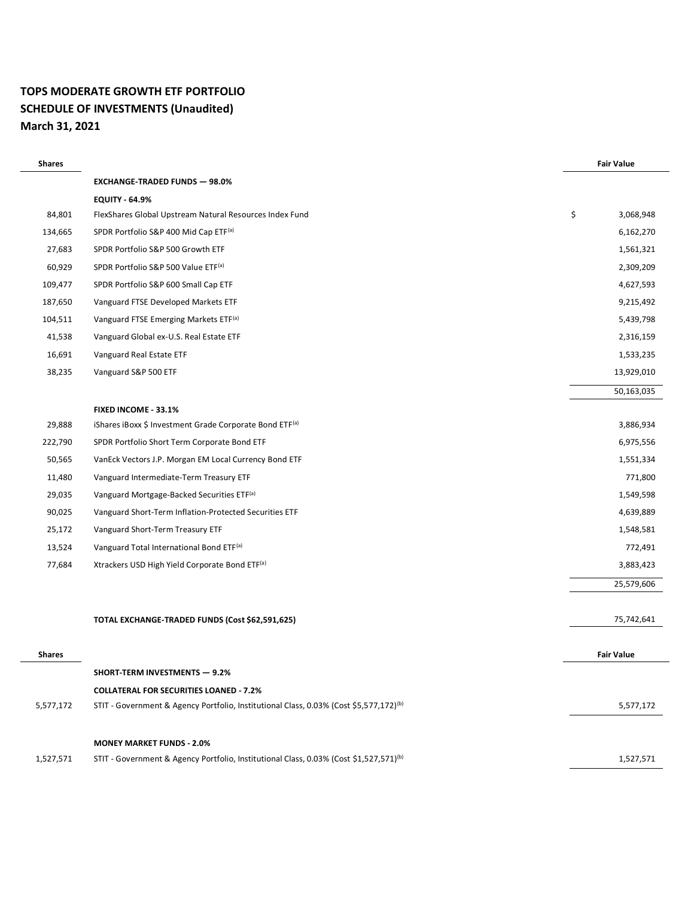**TOPS MODERATE GROWTH ETF PORTFOLIO**
**SCHEDULE OF INVESTMENTS (Unaudited)**
**March 31, 2021**

| Shares | | Fair Value |
|---|---|---|
| | **EXCHANGE-TRADED FUNDS — 98.0%** | |
| | **EQUITY - 64.9%** | |
| 84,801 | FlexShares Global Upstream Natural Resources Index Fund | $ 3,068,948 |
| 134,665 | SPDR Portfolio S&P 400 Mid Cap ETF[(a)] | 6,162,270 |
| 27,683 | SPDR Portfolio S&P 500 Growth ETF | 1,561,321 |
| 60,929 | SPDR Portfolio S&P 500 Value ETF[(a)] | 2,309,209 |
| 109,477 | SPDR Portfolio S&P 600 Small Cap ETF | 4,627,593 |
| 187,650 | Vanguard FTSE Developed Markets ETF | 9,215,492 |
| 104,511 | Vanguard FTSE Emerging Markets ETF[(a)] | 5,439,798 |
| 41,538 | Vanguard Global ex-U.S. Real Estate ETF | 2,316,159 |
| 16,691 | Vanguard Real Estate ETF | 1,533,235 |
| 38,235 | Vanguard S&P 500 ETF | 13,929,010 |
| | | 50,163,035 |
| | **FIXED INCOME - 33.1%** | |
| 29,888 | iShares iBoxx $ Investment Grade Corporate Bond ETF[(a)] | 3,886,934 |
| 222,790 | SPDR Portfolio Short Term Corporate Bond ETF | 6,975,556 |
| 50,565 | VanEck Vectors J.P. Morgan EM Local Currency Bond ETF | 1,551,334 |
| 11,480 | Vanguard Intermediate-Term Treasury ETF | 771,800 |
| 29,035 | Vanguard Mortgage-Backed Securities ETF[(a)] | 1,549,598 |
| 90,025 | Vanguard Short-Term Inflation-Protected Securities ETF | 4,639,889 |
| 25,172 | Vanguard Short-Term Treasury ETF | 1,548,581 |
| 13,524 | Vanguard Total International Bond ETF[(a)] | 772,491 |
| 77,684 | Xtrackers USD High Yield Corporate Bond ETF[(a)] | 3,883,423 |
| | | 25,579,606 |
| | **TOTAL EXCHANGE-TRADED FUNDS (Cost $62,591,625)** | 75,742,641 |

| Shares | | Fair Value |
|---|---|---|
| | **SHORT-TERM INVESTMENTS — 9.2%** | |
| | **COLLATERAL FOR SECURITIES LOANED - 7.2%** | |
| 5,577,172 | STIT - Government & Agency Portfolio, Institutional Class, 0.03% (Cost $5,577,172)[(b)] | 5,577,172 |
| | **MONEY MARKET FUNDS - 2.0%** | |
| 1,527,571 | STIT - Government & Agency Portfolio, Institutional Class, 0.03% (Cost $1,527,571)[(b)] | 1,527,571 |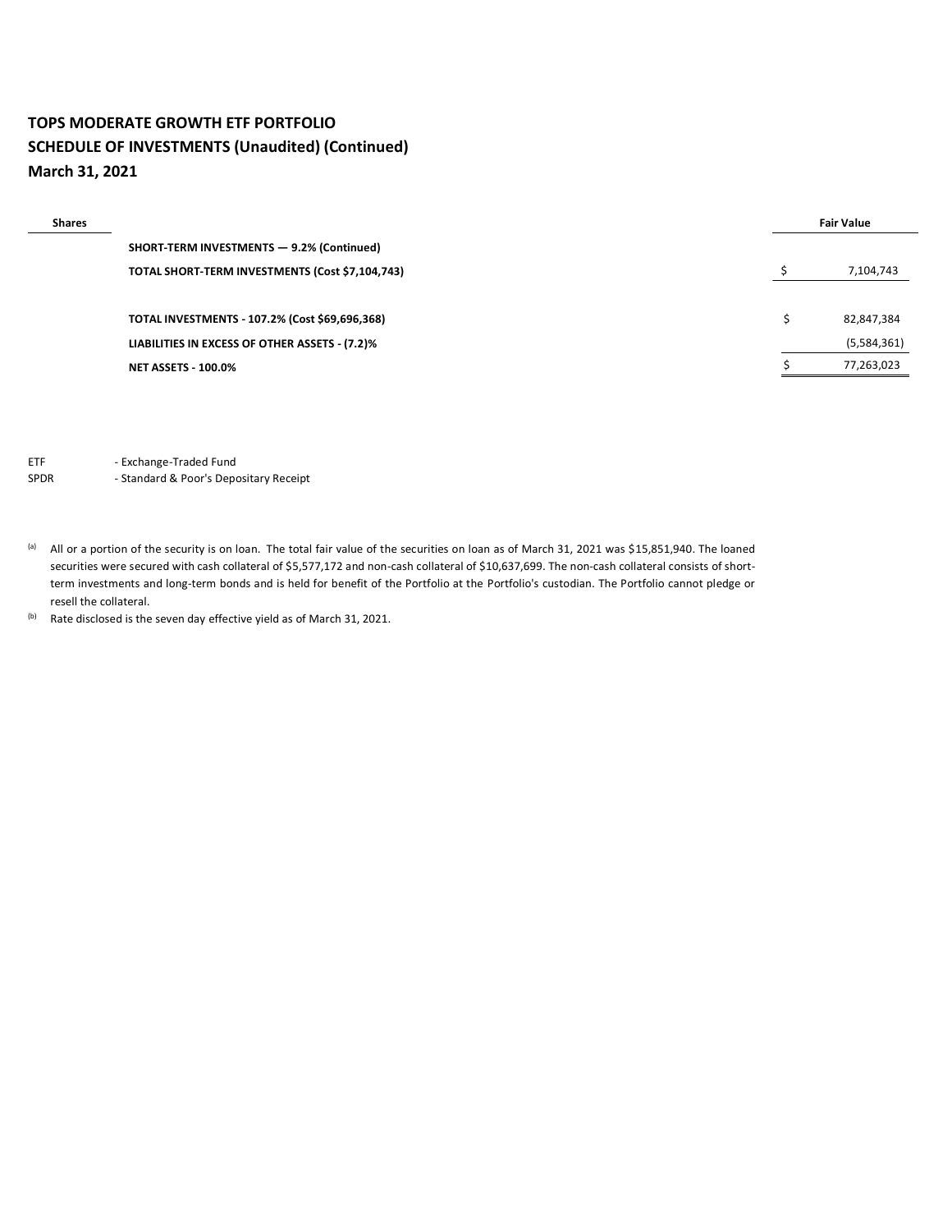**TOPS MODERATE GROWTH ETF PORTFOLIO**
**SCHEDULE OF INVESTMENTS (Unaudited) (Continued)**
**March 31, 2021**

| Shares | | | Fair Value |
|---|---|---|---|
| | **SHORT-TERM INVESTMENTS — 9.2% (Continued)** | | |
| | **TOTAL SHORT-TERM INVESTMENTS (Cost $7,104,743)** | $ | 7,104,743 |
| | | | |
| | **TOTAL INVESTMENTS - 107.2% (Cost $69,696,368)** | $ | 82,847,384 |
| | **LIABILITIES IN EXCESS OF OTHER ASSETS - (7.2)%** | | (5,584,361) |
| | **NET ASSETS - 100.0%** | $ | 77,263,023 |

ETF - Exchange-Traded Fund
SPDR - Standard & Poor's Depositary Receipt

[a] All or a portion of the security is on loan. The total fair value of the securities on loan as of March 31, 2021 was $15,851,940. The loaned securities were secured with cash collateral of $5,577,172 and non-cash collateral of $10,637,699. The non-cash collateral consists of short-term investments and long-term bonds and is held for benefit of the Portfolio at the Portfolio's custodian. The Portfolio cannot pledge or resell the collateral.

[b] Rate disclosed is the seven day effective yield as of March 31, 2021.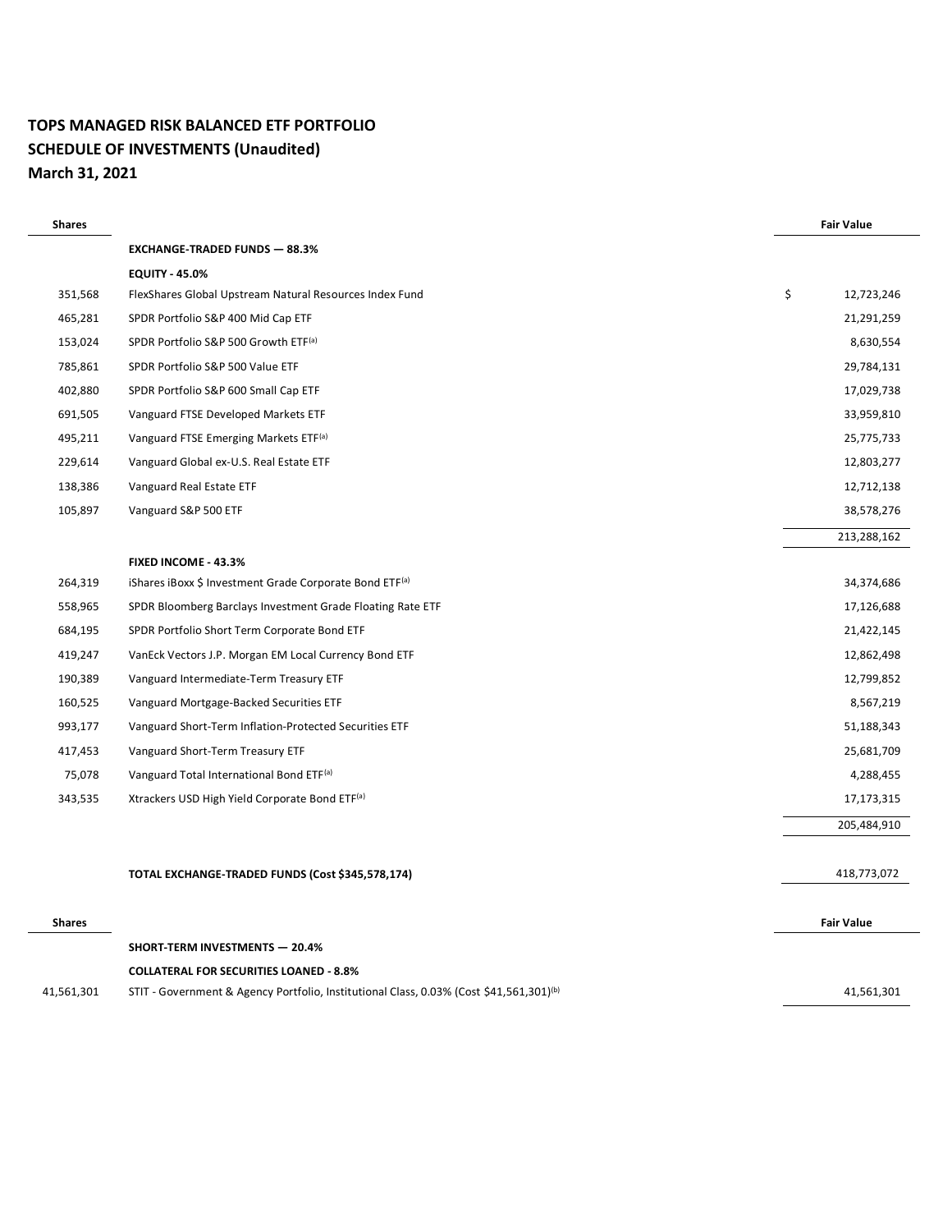# TOPS MANAGED RISK BALANCED ETF PORTFOLIO
## SCHEDULE OF INVESTMENTS (Unaudited)
## March 31, 2021

| Shares | | Fair Value |
|---|---|---|
| | **EXCHANGE-TRADED FUNDS — 88.3%** | |
| | **EQUITY - 45.0%** | |
| 351,568 | FlexShares Global Upstream Natural Resources Index Fund | $ 12,723,246 |
| 465,281 | SPDR Portfolio S&P 400 Mid Cap ETF | 21,291,259 |
| 153,024 | SPDR Portfolio S&P 500 Growth ETF[(a)] | 8,630,554 |
| 785,861 | SPDR Portfolio S&P 500 Value ETF | 29,784,131 |
| 402,880 | SPDR Portfolio S&P 600 Small Cap ETF | 17,029,738 |
| 691,505 | Vanguard FTSE Developed Markets ETF | 33,959,810 |
| 495,211 | Vanguard FTSE Emerging Markets ETF[(a)] | 25,775,733 |
| 229,614 | Vanguard Global ex-U.S. Real Estate ETF | 12,803,277 |
| 138,386 | Vanguard Real Estate ETF | 12,712,138 |
| 105,897 | Vanguard S&P 500 ETF | 38,578,276 |
| | | 213,288,162 |
| | **FIXED INCOME - 43.3%** | |
| 264,319 | iShares iBoxx $ Investment Grade Corporate Bond ETF[(a)] | 34,374,686 |
| 558,965 | SPDR Bloomberg Barclays Investment Grade Floating Rate ETF | 17,126,688 |
| 684,195 | SPDR Portfolio Short Term Corporate Bond ETF | 21,422,145 |
| 419,247 | VanEck Vectors J.P. Morgan EM Local Currency Bond ETF | 12,862,498 |
| 190,389 | Vanguard Intermediate-Term Treasury ETF | 12,799,852 |
| 160,525 | Vanguard Mortgage-Backed Securities ETF | 8,567,219 |
| 993,177 | Vanguard Short-Term Inflation-Protected Securities ETF | 51,188,343 |
| 417,453 | Vanguard Short-Term Treasury ETF | 25,681,709 |
| 75,078 | Vanguard Total International Bond ETF[(a)] | 4,288,455 |
| 343,535 | Xtrackers USD High Yield Corporate Bond ETF[(a)] | 17,173,315 |
| | | 205,484,910 |
| | | |
| | **TOTAL EXCHANGE-TRADED FUNDS (Cost $345,578,174)** | 418,773,072 |

| Shares | | Fair Value |
|---|---|---|
| | **SHORT-TERM INVESTMENTS — 20.4%** | |
| | **COLLATERAL FOR SECURITIES LOANED - 8.8%** | |
| 41,561,301 | STIT - Government & Agency Portfolio, Institutional Class, 0.03% (Cost $41,561,301)[(b)] | 41,561,301 |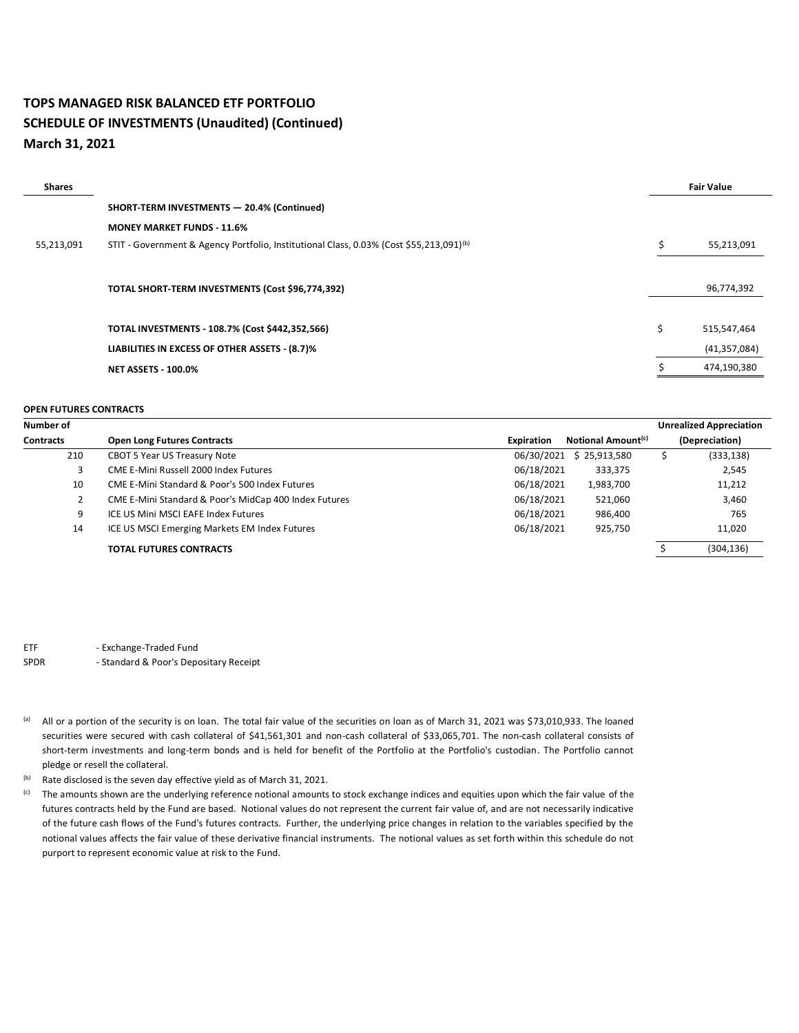# TOPS MANAGED RISK BALANCED ETF PORTFOLIO
## SCHEDULE OF INVESTMENTS (Unaudited) (Continued)
### March 31, 2021

| Shares | | Fair Value |
|---|---|---|
| | **SHORT-TERM INVESTMENTS — 20.4% (Continued)** | |
| | **MONEY MARKET FUNDS - 11.6%** | |
| 55,213,091 | STIT - Government & Agency Portfolio, Institutional Class, 0.03% (Cost $55,213,091)[(b)] | $ 55,213,091 |
| | | |
| | **TOTAL SHORT-TERM INVESTMENTS (Cost $96,774,392)** | 96,774,392 |
| | | |
| | **TOTAL INVESTMENTS - 108.7% (Cost $442,352,566)** | $ 515,547,464 |
| | **LIABILITIES IN EXCESS OF OTHER ASSETS - (8.7)%** | (41,357,084) |
| | **NET ASSETS - 100.0%** | $ 474,190,380 |

**OPEN FUTURES CONTRACTS**

| Number of Contracts | Open Long Futures Contracts | Expiration | Notional Amount[(c)] | Unrealized Appreciation (Depreciation) |
|---|---|---|---|---|
| 210 | CBOT 5 Year US Treasury Note | 06/30/2021 | $ 25,913,580 | $ (333,138) |
| 3 | CME E-Mini Russell 2000 Index Futures | 06/18/2021 | 333,375 | 2,545 |
| 10 | CME E-Mini Standard & Poor's 500 Index Futures | 06/18/2021 | 1,983,700 | 11,212 |
| 2 | CME E-Mini Standard & Poor's MidCap 400 Index Futures | 06/18/2021 | 521,060 | 3,460 |
| 9 | ICE US Mini MSCI EAFE Index Futures | 06/18/2021 | 986,400 | 765 |
| 14 | ICE US MSCI Emerging Markets EM Index Futures | 06/18/2021 | 925,750 | 11,020 |
| | **TOTAL FUTURES CONTRACTS** | | | $ (304,136) |

ETF - Exchange-Traded Fund

SPDR - Standard & Poor's Depositary Receipt

(a) All or a portion of the security is on loan. The total fair value of the securities on loan as of March 31, 2021 was $73,010,933. The loaned securities were secured with cash collateral of $41,561,301 and non-cash collateral of $33,065,701. The non-cash collateral consists of short-term investments and long-term bonds and is held for benefit of the Portfolio at the Portfolio's custodian. The Portfolio cannot pledge or resell the collateral.

(b) Rate disclosed is the seven day effective yield as of March 31, 2021.

(c) The amounts shown are the underlying reference notional amounts to stock exchange indices and equities upon which the fair value of the futures contracts held by the Fund are based. Notional values do not represent the current fair value of, and are not necessarily indicative of the future cash flows of the Fund's futures contracts. Further, the underlying price changes in relation to the variables specified by the notional values affects the fair value of these derivative financial instruments. The notional values as set forth within this schedule do not purport to represent economic value at risk to the Fund.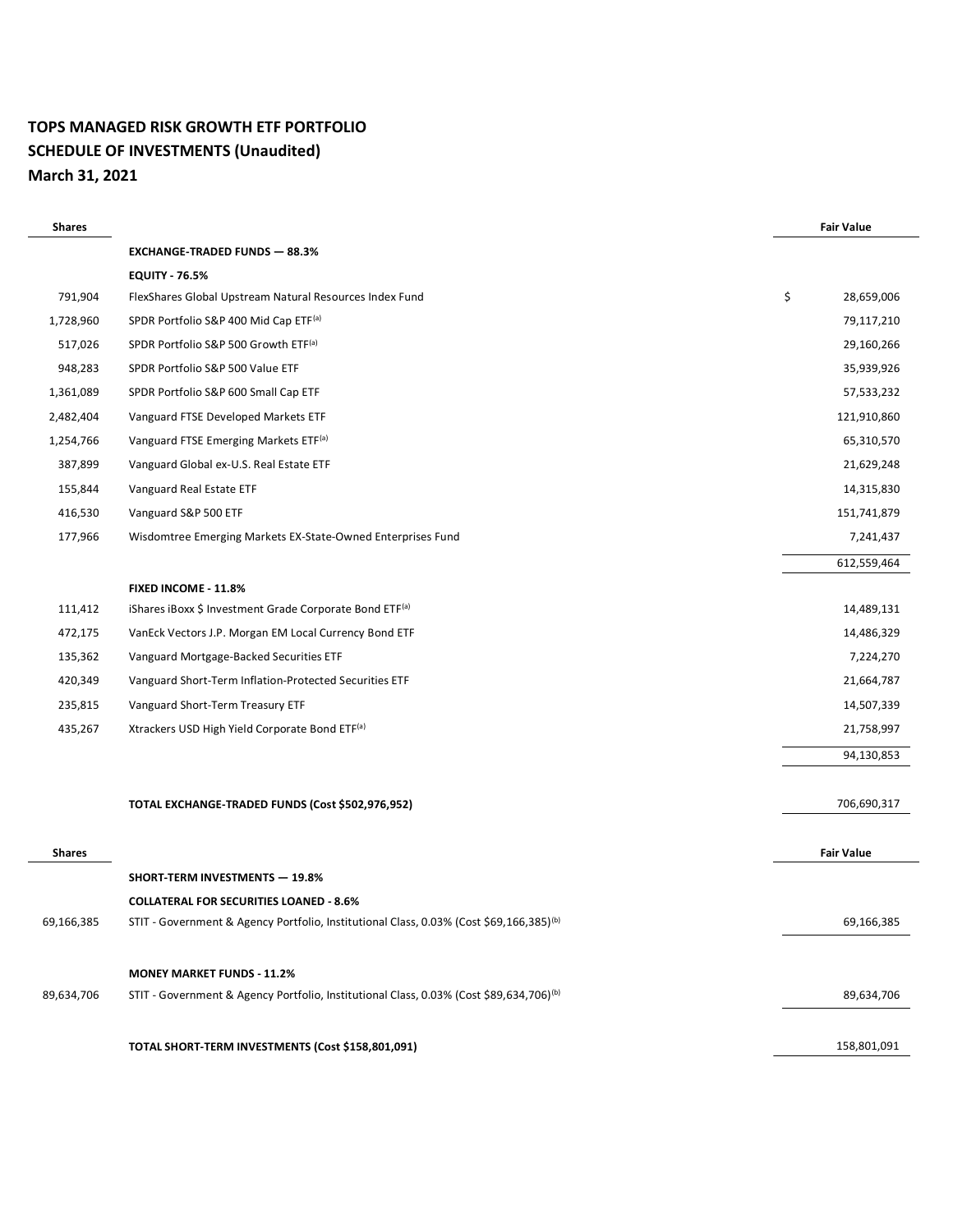**TOPS MANAGED RISK GROWTH ETF PORTFOLIO**
**SCHEDULE OF INVESTMENTS (Unaudited)**
**March 31, 2021**

| Shares | | Fair Value |
|---|---|---|
| | **EXCHANGE-TRADED FUNDS — 88.3%** | |
| | **EQUITY - 76.5%** | |
| 791,904 | FlexShares Global Upstream Natural Resources Index Fund | $ 28,659,006 |
| 1,728,960 | SPDR Portfolio S&P 400 Mid Cap ETF[(a)] | 79,117,210 |
| 517,026 | SPDR Portfolio S&P 500 Growth ETF[(a)] | 29,160,266 |
| 948,283 | SPDR Portfolio S&P 500 Value ETF | 35,939,926 |
| 1,361,089 | SPDR Portfolio S&P 600 Small Cap ETF | 57,533,232 |
| 2,482,404 | Vanguard FTSE Developed Markets ETF | 121,910,860 |
| 1,254,766 | Vanguard FTSE Emerging Markets ETF[(a)] | 65,310,570 |
| 387,899 | Vanguard Global ex-U.S. Real Estate ETF | 21,629,248 |
| 155,844 | Vanguard Real Estate ETF | 14,315,830 |
| 416,530 | Vanguard S&P 500 ETF | 151,741,879 |
| 177,966 | Wisdomtree Emerging Markets EX-State-Owned Enterprises Fund | 7,241,437 |
| | | 612,559,464 |
| | **FIXED INCOME - 11.8%** | |
| 111,412 | iShares iBoxx $ Investment Grade Corporate Bond ETF[(a)] | 14,489,131 |
| 472,175 | VanEck Vectors J.P. Morgan EM Local Currency Bond ETF | 14,486,329 |
| 135,362 | Vanguard Mortgage-Backed Securities ETF | 7,224,270 |
| 420,349 | Vanguard Short-Term Inflation-Protected Securities ETF | 21,664,787 |
| 235,815 | Vanguard Short-Term Treasury ETF | 14,507,339 |
| 435,267 | Xtrackers USD High Yield Corporate Bond ETF[(a)] | 21,758,997 |
| | | 94,130,853 |
| | **TOTAL EXCHANGE-TRADED FUNDS (Cost $502,976,952)** | 706,690,317 |

| Shares | | Fair Value |
|---|---|---|
| | **SHORT-TERM INVESTMENTS — 19.8%** | |
| | **COLLATERAL FOR SECURITIES LOANED - 8.6%** | |
| 69,166,385 | STIT - Government & Agency Portfolio, Institutional Class, 0.03% (Cost $69,166,385)[(b)] | 69,166,385 |
| | **MONEY MARKET FUNDS - 11.2%** | |
| 89,634,706 | STIT - Government & Agency Portfolio, Institutional Class, 0.03% (Cost $89,634,706)[(b)] | 89,634,706 |
| | **TOTAL SHORT-TERM INVESTMENTS (Cost $158,801,091)** | 158,801,091 |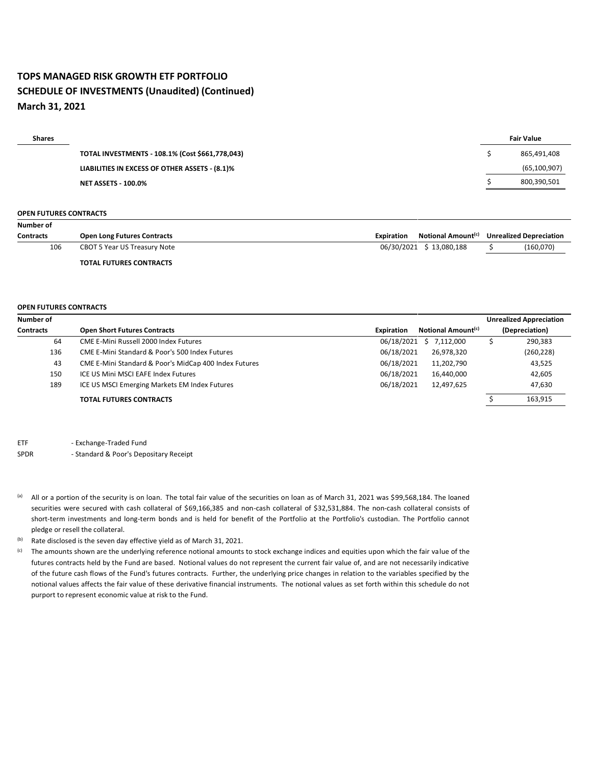**TOPS MANAGED RISK GROWTH ETF PORTFOLIO**
**SCHEDULE OF INVESTMENTS (Unaudited) (Continued)**
**March 31, 2021**

| Shares | | Fair Value |
|---|---|---|
| | **TOTAL INVESTMENTS - 108.1% (Cost $661,778,043)** | $ 865,491,408 |
| | **LIABILITIES IN EXCESS OF OTHER ASSETS - (8.1)%** | (65,100,907) |
| | **NET ASSETS - 100.0%** | $ 800,390,501 |

**OPEN FUTURES CONTRACTS**

| Number of Contracts | Open Long Futures Contracts | Expiration | Notional Amount[(c)] | Unrealized Depreciation |
|---|---|---|---|---|
| 106 | CBOT 5 Year US Treasury Note | 06/30/2021 | $ 13,080,188 | $ (160,070) |
| | **TOTAL FUTURES CONTRACTS** | | | |

**OPEN FUTURES CONTRACTS**

| Number of Contracts | Open Short Futures Contracts | Expiration | Notional Amount[(c)] | Unrealized Appreciation (Depreciation) |
|---|---|---|---|---|
| 64 | CME E-Mini Russell 2000 Index Futures | 06/18/2021 | $ 7,112,000 | $ 290,383 |
| 136 | CME E-Mini Standard & Poor's 500 Index Futures | 06/18/2021 | 26,978,320 | (260,228) |
| 43 | CME E-Mini Standard & Poor's MidCap 400 Index Futures | 06/18/2021 | 11,202,790 | 43,525 |
| 150 | ICE US Mini MSCI EAFE Index Futures | 06/18/2021 | 16,440,000 | 42,605 |
| 189 | ICE US MSCI Emerging Markets EM Index Futures | 06/18/2021 | 12,497,625 | 47,630 |
| | **TOTAL FUTURES CONTRACTS** | | | $ 163,915 |

ETF - Exchange-Traded Fund

SPDR - Standard & Poor's Depositary Receipt

(a) All or a portion of the security is on loan. The total fair value of the securities on loan as of March 31, 2021 was $99,568,184. The loaned securities were secured with cash collateral of $69,166,385 and non-cash collateral of $32,531,884. The non-cash collateral consists of short-term investments and long-term bonds and is held for benefit of the Portfolio at the Portfolio's custodian. The Portfolio cannot pledge or resell the collateral.

(b) Rate disclosed is the seven day effective yield as of March 31, 2021.

(c) The amounts shown are the underlying reference notional amounts to stock exchange indices and equities upon which the fair value of the futures contracts held by the Fund are based. Notional values do not represent the current fair value of, and are not necessarily indicative of the future cash flows of the Fund's futures contracts. Further, the underlying price changes in relation to the variables specified by the notional values affects the fair value of these derivative financial instruments. The notional values as set forth within this schedule do not purport to represent economic value at risk to the Fund.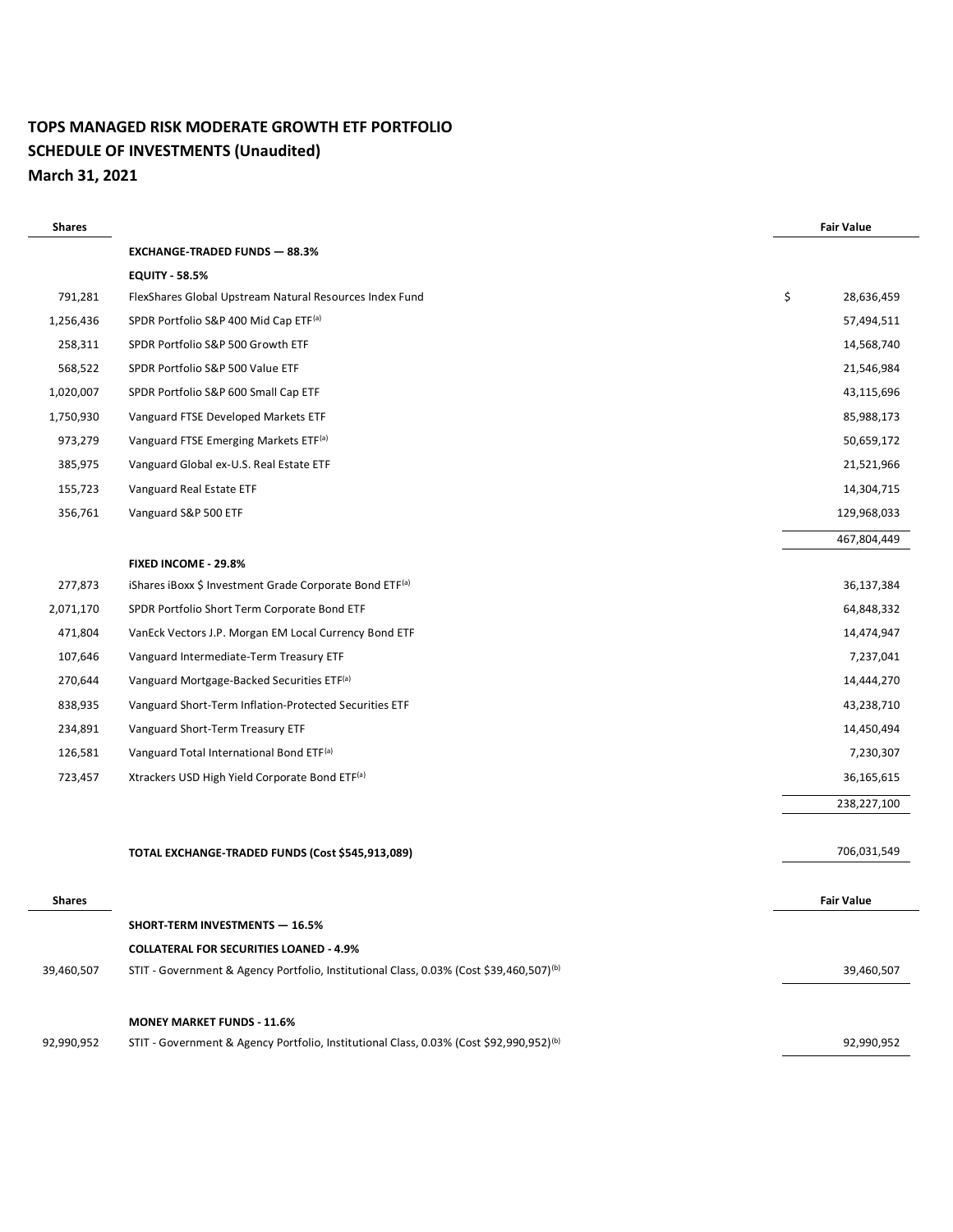# TOPS MANAGED RISK MODERATE GROWTH ETF PORTFOLIO
## SCHEDULE OF INVESTMENTS (Unaudited)
## March 31, 2021

| Shares | | Fair Value |
|---|---|---|
| | **EXCHANGE-TRADED FUNDS — 88.3%** | |
| | **EQUITY - 58.5%** | |
| 791,281 | FlexShares Global Upstream Natural Resources Index Fund | $ 28,636,459 |
| 1,256,436 | SPDR Portfolio S&P 400 Mid Cap ETF[(a)] | 57,494,511 |
| 258,311 | SPDR Portfolio S&P 500 Growth ETF | 14,568,740 |
| 568,522 | SPDR Portfolio S&P 500 Value ETF | 21,546,984 |
| 1,020,007 | SPDR Portfolio S&P 600 Small Cap ETF | 43,115,696 |
| 1,750,930 | Vanguard FTSE Developed Markets ETF | 85,988,173 |
| 973,279 | Vanguard FTSE Emerging Markets ETF[(a)] | 50,659,172 |
| 385,975 | Vanguard Global ex-U.S. Real Estate ETF | 21,521,966 |
| 155,723 | Vanguard Real Estate ETF | 14,304,715 |
| 356,761 | Vanguard S&P 500 ETF | 129,968,033 |
| | | 467,804,449 |
| | **FIXED INCOME - 29.8%** | |
| 277,873 | iShares iBoxx $ Investment Grade Corporate Bond ETF[(a)] | 36,137,384 |
| 2,071,170 | SPDR Portfolio Short Term Corporate Bond ETF | 64,848,332 |
| 471,804 | VanEck Vectors J.P. Morgan EM Local Currency Bond ETF | 14,474,947 |
| 107,646 | Vanguard Intermediate-Term Treasury ETF | 7,237,041 |
| 270,644 | Vanguard Mortgage-Backed Securities ETF[(a)] | 14,444,270 |
| 838,935 | Vanguard Short-Term Inflation-Protected Securities ETF | 43,238,710 |
| 234,891 | Vanguard Short-Term Treasury ETF | 14,450,494 |
| 126,581 | Vanguard Total International Bond ETF[(a)] | 7,230,307 |
| 723,457 | Xtrackers USD High Yield Corporate Bond ETF[(a)] | 36,165,615 |
| | | 238,227,100 |
| | | |
| | **TOTAL EXCHANGE-TRADED FUNDS (Cost $545,913,089)** | 706,031,549 |

| Shares | | Fair Value |
|---|---|---|
| | **SHORT-TERM INVESTMENTS — 16.5%** | |
| | **COLLATERAL FOR SECURITIES LOANED - 4.9%** | |
| 39,460,507 | STIT - Government & Agency Portfolio, Institutional Class, 0.03% (Cost $39,460,507)[(b)] | 39,460,507 |
| | | |
| | **MONEY MARKET FUNDS - 11.6%** | |
| 92,990,952 | STIT - Government & Agency Portfolio, Institutional Class, 0.03% (Cost $92,990,952)[(b)] | 92,990,952 |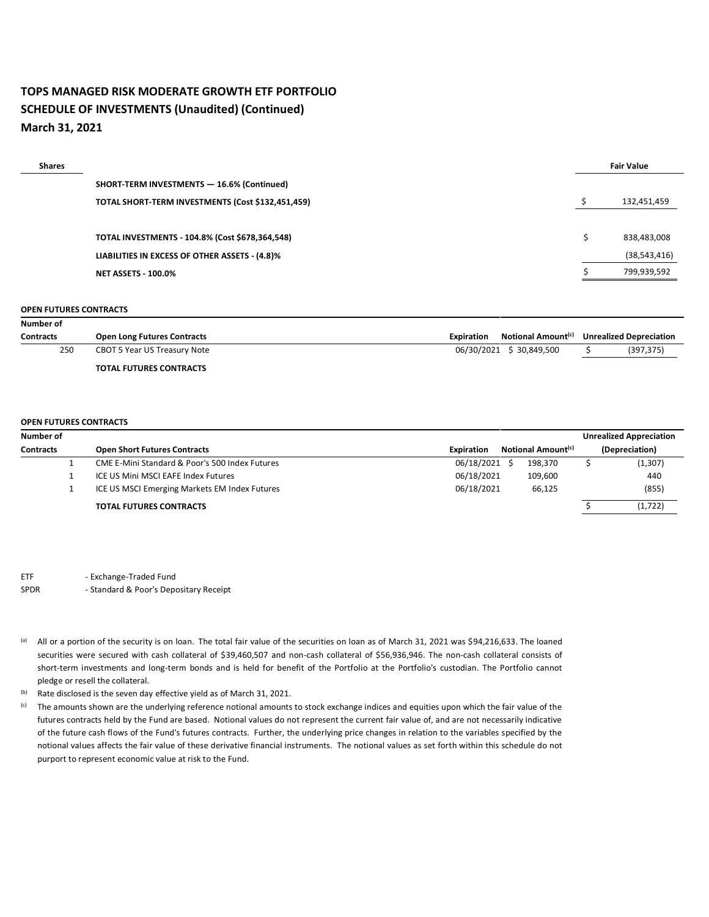# TOPS MANAGED RISK MODERATE GROWTH ETF PORTFOLIO
## SCHEDULE OF INVESTMENTS (Unaudited) (Continued)
## March 31, 2021

| Shares | | Fair Value |
|---|---|---|
| | **SHORT-TERM INVESTMENTS — 16.6% (Continued)** | |
| | **TOTAL SHORT-TERM INVESTMENTS (Cost $132,451,459)** | $ 132,451,459 |
| | | |
| | **TOTAL INVESTMENTS - 104.8% (Cost $678,364,548)** | $ 838,483,008 |
| | **LIABILITIES IN EXCESS OF OTHER ASSETS - (4.8)%** | (38,543,416) |
| | **NET ASSETS - 100.0%** | $ 799,939,592 |

**OPEN FUTURES CONTRACTS**

| Number of Contracts | Open Long Futures Contracts | Expiration | Notional Amount[c] | Unrealized Depreciation |
|---|---|---|---|---|
| 250 | CBOT 5 Year US Treasury Note | 06/30/2021 | $ 30,849,500 | $ (397,375) |
| | **TOTAL FUTURES CONTRACTS** | | | |

**OPEN FUTURES CONTRACTS**

| Number of Contracts | Open Short Futures Contracts | Expiration | Notional Amount[c] | Unrealized Appreciation (Depreciation) |
|---|---|---|---|---|
| 1 | CME E-Mini Standard & Poor's 500 Index Futures | 06/18/2021 | $ 198,370 | $ (1,307) |
| 1 | ICE US Mini MSCI EAFE Index Futures | 06/18/2021 | 109,600 | 440 |
| 1 | ICE US MSCI Emerging Markets EM Index Futures | 06/18/2021 | 66,125 | (855) |
| | **TOTAL FUTURES CONTRACTS** | | | $ (1,722) |

ETF - Exchange-Traded Fund
SPDR - Standard & Poor's Depositary Receipt

[a] All or a portion of the security is on loan. The total fair value of the securities on loan as of March 31, 2021 was $94,216,633. The loaned securities were secured with cash collateral of $39,460,507 and non-cash collateral of $56,936,946. The non-cash collateral consists of short-term investments and long-term bonds and is held for benefit of the Portfolio at the Portfolio's custodian. The Portfolio cannot pledge or resell the collateral.

[b] Rate disclosed is the seven day effective yield as of March 31, 2021.

[c] The amounts shown are the underlying reference notional amounts to stock exchange indices and equities upon which the fair value of the futures contracts held by the Fund are based. Notional values do not represent the current fair value of, and are not necessarily indicative of the future cash flows of the Fund's futures contracts. Further, the underlying price changes in relation to the variables specified by the notional values affects the fair value of these derivative financial instruments. The notional values as set forth within this schedule do not purport to represent economic value at risk to the Fund.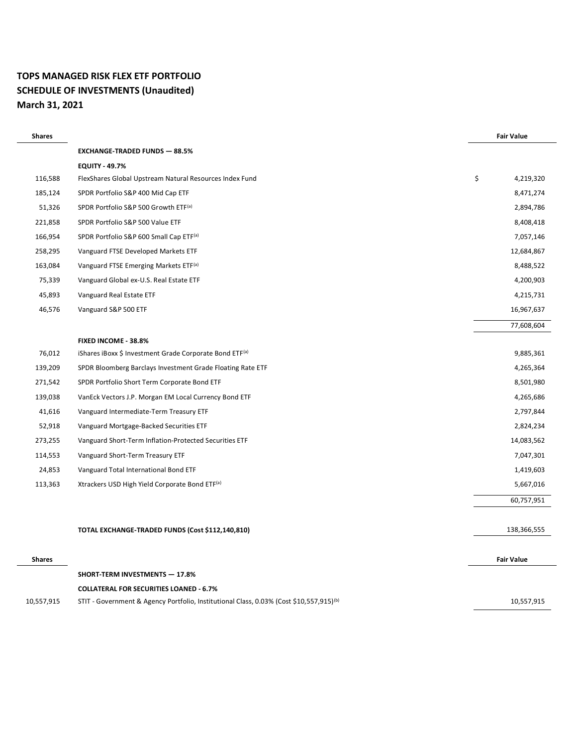**TOPS MANAGED RISK FLEX ETF PORTFOLIO**
**SCHEDULE OF INVESTMENTS (Unaudited)**
**March 31, 2021**

| Shares | | Fair Value |
|---|---|---|
| | **EXCHANGE-TRADED FUNDS — 88.5%** | |
| | **EQUITY - 49.7%** | |
| 116,588 | FlexShares Global Upstream Natural Resources Index Fund | $ 4,219,320 |
| 185,124 | SPDR Portfolio S&P 400 Mid Cap ETF | 8,471,274 |
| 51,326 | SPDR Portfolio S&P 500 Growth ETF[(a)] | 2,894,786 |
| 221,858 | SPDR Portfolio S&P 500 Value ETF | 8,408,418 |
| 166,954 | SPDR Portfolio S&P 600 Small Cap ETF[(a)] | 7,057,146 |
| 258,295 | Vanguard FTSE Developed Markets ETF | 12,684,867 |
| 163,084 | Vanguard FTSE Emerging Markets ETF[(a)] | 8,488,522 |
| 75,339 | Vanguard Global ex-U.S. Real Estate ETF | 4,200,903 |
| 45,893 | Vanguard Real Estate ETF | 4,215,731 |
| 46,576 | Vanguard S&P 500 ETF | 16,967,637 |
| | | 77,608,604 |
| | **FIXED INCOME - 38.8%** | |
| 76,012 | iShares iBoxx $ Investment Grade Corporate Bond ETF[(a)] | 9,885,361 |
| 139,209 | SPDR Bloomberg Barclays Investment Grade Floating Rate ETF | 4,265,364 |
| 271,542 | SPDR Portfolio Short Term Corporate Bond ETF | 8,501,980 |
| 139,038 | VanEck Vectors J.P. Morgan EM Local Currency Bond ETF | 4,265,686 |
| 41,616 | Vanguard Intermediate-Term Treasury ETF | 2,797,844 |
| 52,918 | Vanguard Mortgage-Backed Securities ETF | 2,824,234 |
| 273,255 | Vanguard Short-Term Inflation-Protected Securities ETF | 14,083,562 |
| 114,553 | Vanguard Short-Term Treasury ETF | 7,047,301 |
| 24,853 | Vanguard Total International Bond ETF | 1,419,603 |
| 113,363 | Xtrackers USD High Yield Corporate Bond ETF[(a)] | 5,667,016 |
| | | 60,757,951 |
| | | |
| | **TOTAL EXCHANGE-TRADED FUNDS (Cost $112,140,810)** | 138,366,555 |

| Shares | | Fair Value |
|---|---|---|
| | **SHORT-TERM INVESTMENTS — 17.8%** | |
| | **COLLATERAL FOR SECURITIES LOANED - 6.7%** | |
| 10,557,915 | STIT - Government & Agency Portfolio, Institutional Class, 0.03% (Cost $10,557,915)[(b)] | 10,557,915 |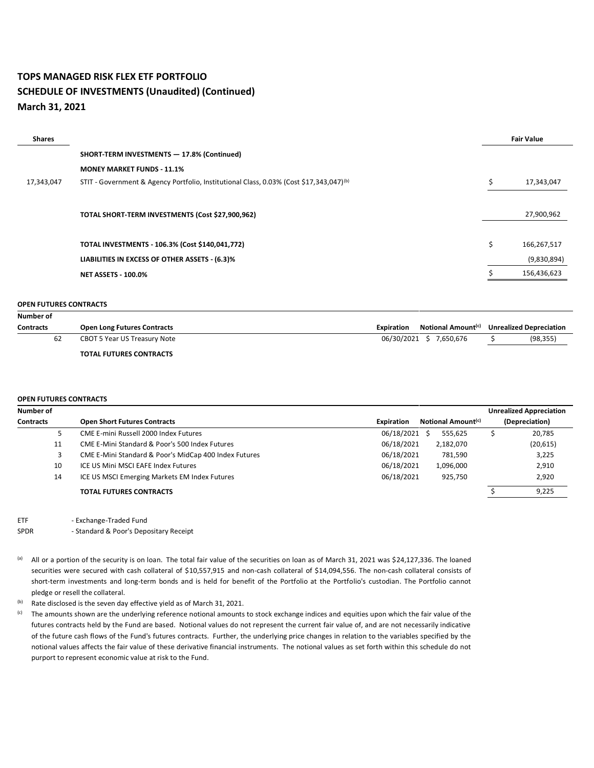# TOPS MANAGED RISK FLEX ETF PORTFOLIO
## SCHEDULE OF INVESTMENTS (Unaudited) (Continued)
### March 31, 2021

| Shares | | | Fair Value |
|---|---|---|---|
| | **SHORT-TERM INVESTMENTS — 17.8% (Continued)** | | |
| | **MONEY MARKET FUNDS - 11.1%** | | |
| 17,343,047 | STIT - Government & Agency Portfolio, Institutional Class, 0.03% (Cost $17,343,047)[b] | $ | 17,343,047 |
| | **TOTAL SHORT-TERM INVESTMENTS (Cost $27,900,962)** | | 27,900,962 |
| | **TOTAL INVESTMENTS - 106.3% (Cost $140,041,772)** | $ | 166,267,517 |
| | **LIABILITIES IN EXCESS OF OTHER ASSETS - (6.3)%** | | (9,830,894) |
| | **NET ASSETS - 100.0%** | $ | 156,436,623 |

**OPEN FUTURES CONTRACTS**

| Number of Contracts | Open Long Futures Contracts | Expiration | Notional Amount[c] | Unrealized Depreciation |
|---|---|---|---|---|
| 62 | CBOT 5 Year US Treasury Note | 06/30/2021 | $ 7,650,676 | $ (98,355) |
| | **TOTAL FUTURES CONTRACTS** | | | |

**OPEN FUTURES CONTRACTS**

| Number of Contracts | Open Short Futures Contracts | Expiration | Notional Amount[c] | Unrealized Appreciation (Depreciation) |
|---|---|---|---|---|
| 5 | CME E-mini Russell 2000 Index Futures | 06/18/2021 | $ 555,625 | $ 20,785 |
| 11 | CME E-Mini Standard & Poor's 500 Index Futures | 06/18/2021 | 2,182,070 | (20,615) |
| 3 | CME E-Mini Standard & Poor's MidCap 400 Index Futures | 06/18/2021 | 781,590 | 3,225 |
| 10 | ICE US Mini MSCI EAFE Index Futures | 06/18/2021 | 1,096,000 | 2,910 |
| 14 | ICE US MSCI Emerging Markets EM Index Futures | 06/18/2021 | 925,750 | 2,920 |
| | **TOTAL FUTURES CONTRACTS** | | | $ 9,225 |

ETF - Exchange-Traded Fund

SPDR - Standard & Poor's Depositary Receipt

[a] All or a portion of the security is on loan. The total fair value of the securities on loan as of March 31, 2021 was $24,127,336. The loaned securities were secured with cash collateral of $10,557,915 and non-cash collateral of $14,094,556. The non-cash collateral consists of short-term investments and long-term bonds and is held for benefit of the Portfolio at the Portfolio's custodian. The Portfolio cannot pledge or resell the collateral.

[b] Rate disclosed is the seven day effective yield as of March 31, 2021.

[c] The amounts shown are the underlying reference notional amounts to stock exchange indices and equities upon which the fair value of the futures contracts held by the Fund are based. Notional values do not represent the current fair value of, and are not necessarily indicative of the future cash flows of the Fund's futures contracts. Further, the underlying price changes in relation to the variables specified by the notional values affects the fair value of these derivative financial instruments. The notional values as set forth within this schedule do not purport to represent economic value at risk to the Fund.